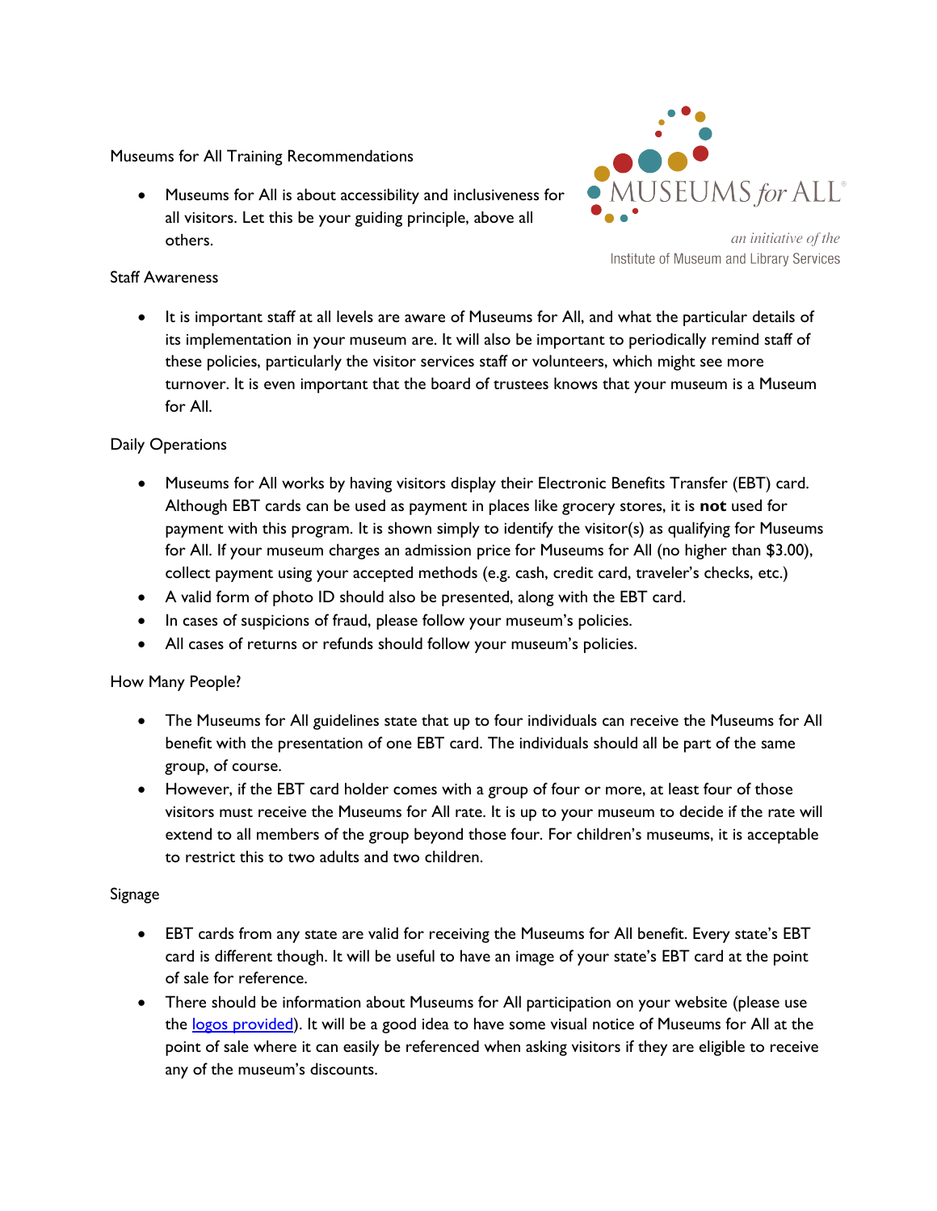# Museums for All Training Recommendations

- Museums for All is about accessibility and inclusiveness for all visitors. Let this be your guiding principle, above all others.

MUSEUMS *for* ALL®

*an initiative of the*
Institute of Museum and Library Services

## Staff Awareness

- It is important staff at all levels are aware of Museums for All, and what the particular details of its implementation in your museum are. It will also be important to periodically remind staff of these policies, particularly the visitor services staff or volunteers, which might see more turnover. It is even important that the board of trustees knows that your museum is a Museum for All.

## Daily Operations

- Museums for All works by having visitors display their Electronic Benefits Transfer (EBT) card. Although EBT cards can be used as payment in places like grocery stores, it is **not** used for payment with this program. It is shown simply to identify the visitor(s) as qualifying for Museums for All. If your museum charges an admission price for Museums for All (no higher than $3.00), collect payment using your accepted methods (e.g. cash, credit card, traveler's checks, etc.)
- A valid form of photo ID should also be presented, along with the EBT card.
- In cases of suspicions of fraud, please follow your museum's policies.
- All cases of returns or refunds should follow your museum's policies.

## How Many People?

- The Museums for All guidelines state that up to four individuals can receive the Museums for All benefit with the presentation of one EBT card. The individuals should all be part of the same group, of course.
- However, if the EBT card holder comes with a group of four or more, at least four of those visitors must receive the Museums for All rate. It is up to your museum to decide if the rate will extend to all members of the group beyond those four. For children's museums, it is acceptable to restrict this to two adults and two children.

## Signage

- EBT cards from any state are valid for receiving the Museums for All benefit. Every state's EBT card is different though. It will be useful to have an image of your state's EBT card at the point of sale for reference.
- There should be information about Museums for All participation on your website (please use the logos provided). It will be a good idea to have some visual notice of Museums for All at the point of sale where it can easily be referenced when asking visitors if they are eligible to receive any of the museum's discounts.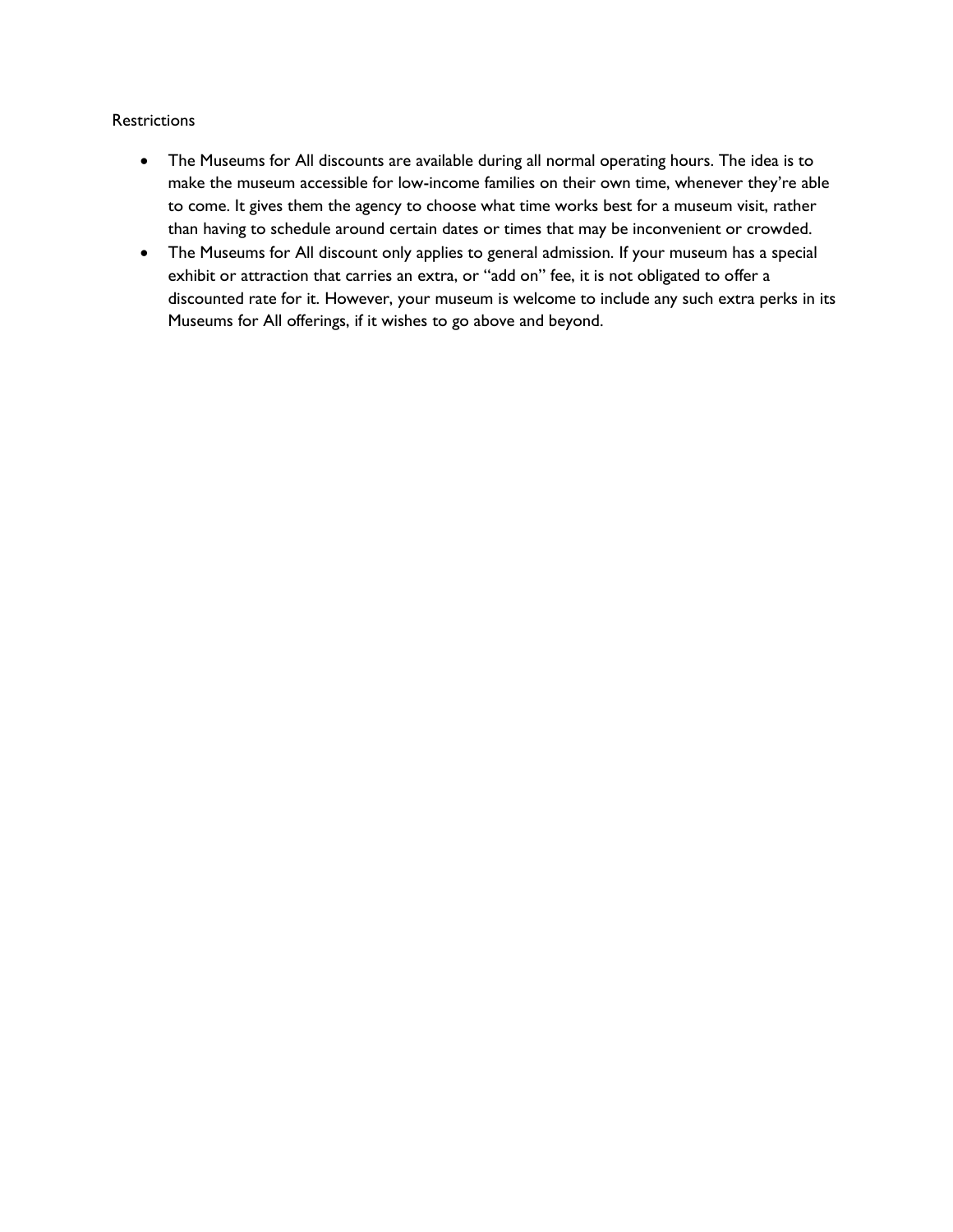Restrictions

- The Museums for All discounts are available during all normal operating hours. The idea is to make the museum accessible for low-income families on their own time, whenever they're able to come. It gives them the agency to choose what time works best for a museum visit, rather than having to schedule around certain dates or times that may be inconvenient or crowded.
- The Museums for All discount only applies to general admission. If your museum has a special exhibit or attraction that carries an extra, or "add on" fee, it is not obligated to offer a discounted rate for it. However, your museum is welcome to include any such extra perks in its Museums for All offerings, if it wishes to go above and beyond.